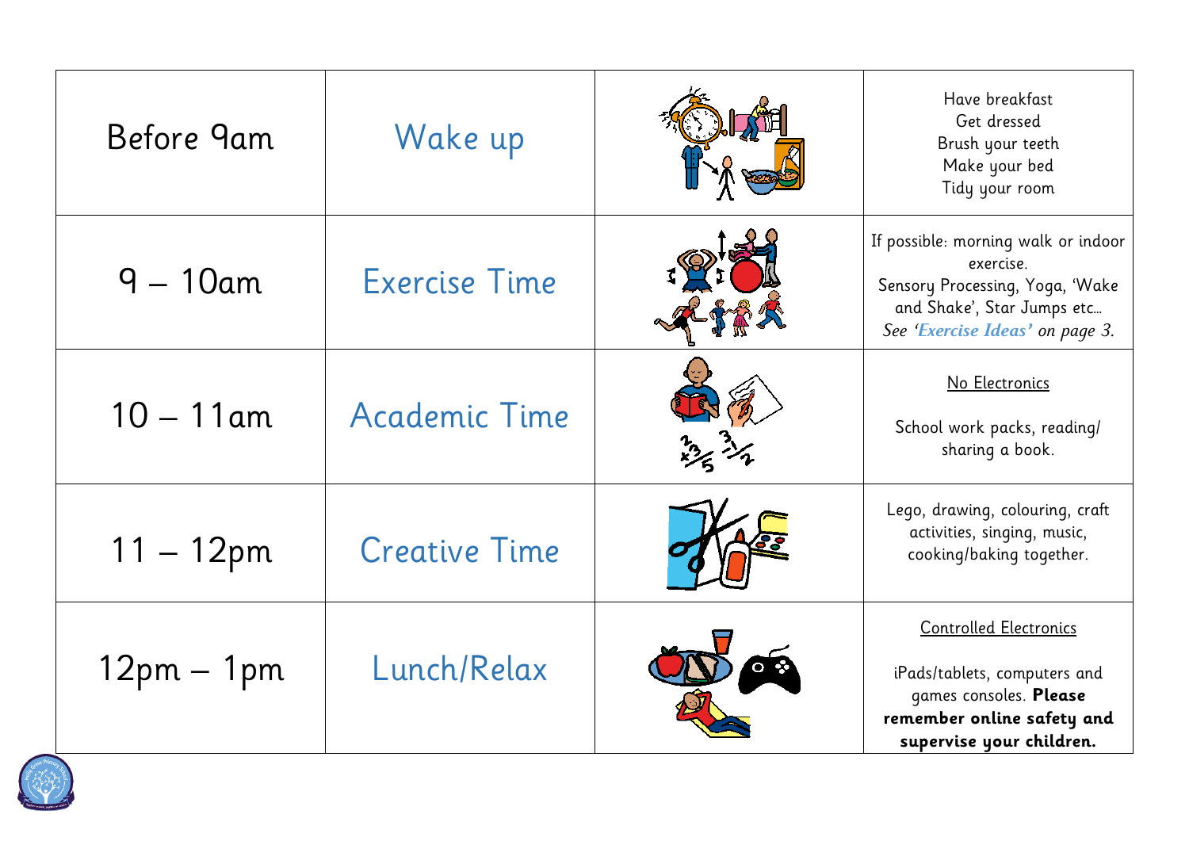| Before 9am | Wake up | | Have breakfast<br>Get dressed<br>Brush your teeth<br>Make your bed<br>Tidy your room |
|---|---|---|---|
| 9 – 10am | Exercise Time | | If possible: morning walk or indoor exercise.<br>Sensory Processing, Yoga, 'Wake and Shake', Star Jumps etc…<br>*See '**Exercise Ideas**' on page 3.* |
| 10 – 11am | Academic Time | | No Electronics<br><br>School work packs, reading/ sharing a book. |
| 11 – 12pm | Creative Time | | Lego, drawing, colouring, craft activities, singing, music, cooking/baking together. |
| 12pm – 1pm | Lunch/Relax | | Controlled Electronics<br><br>iPads/tablets, computers and games consoles. **Please remember online safety and supervise your children.** |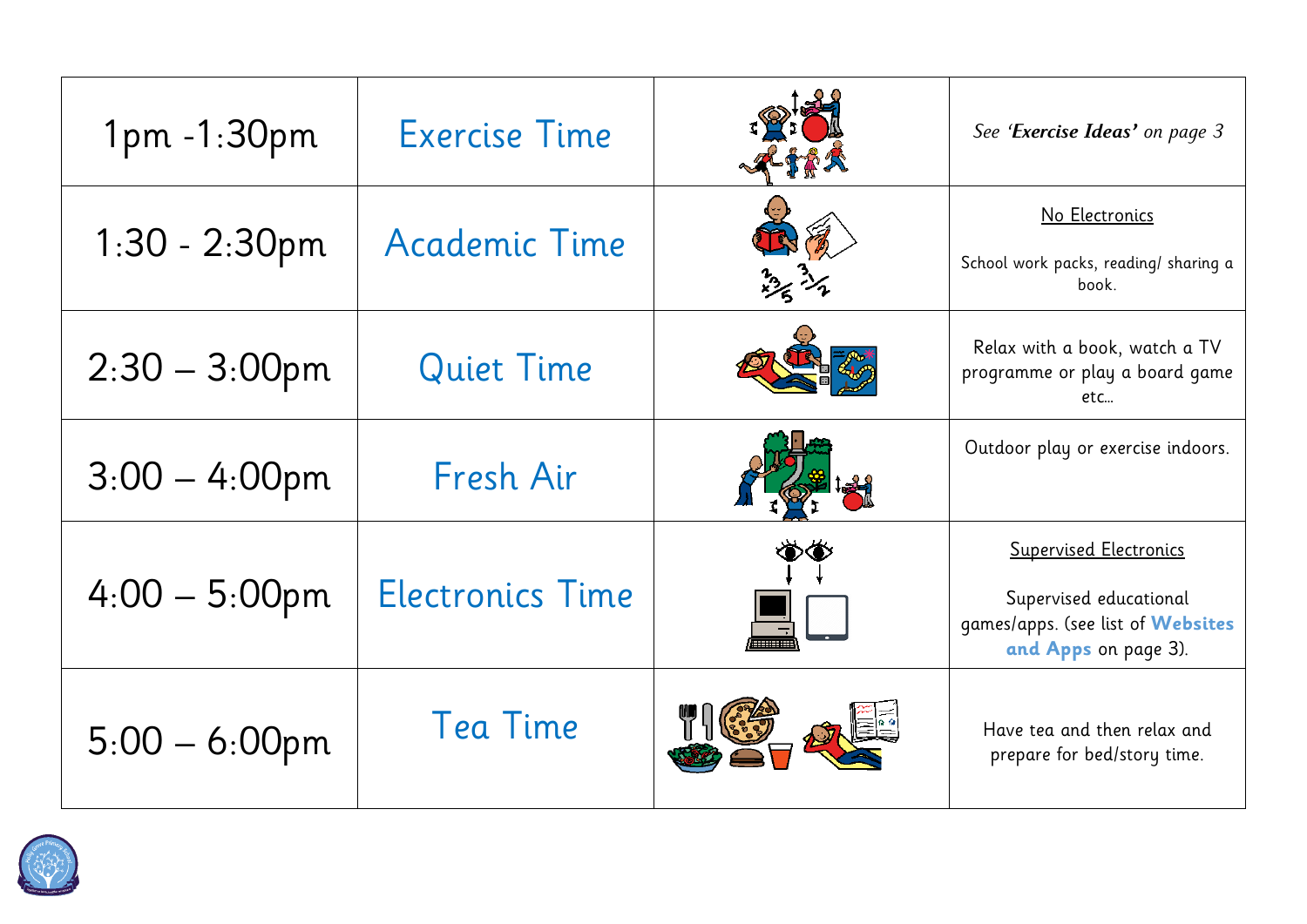| | | | |
|---|---|---|---|
| 1pm -1:30pm | Exercise Time | | *See '**Exercise Ideas'** on page 3* |
| 1:30 - 2:30pm | Academic Time | | No Electronics<br><br>School work packs, reading/ sharing a book. |
| 2:30 – 3:00pm | Quiet Time | | Relax with a book, watch a TV programme or play a board game etc… |
| 3:00 – 4:00pm | Fresh Air | | Outdoor play or exercise indoors. |
| 4:00 – 5:00pm | Electronics Time | | Supervised Electronics<br><br>Supervised educational games/apps. (see list of **Websites and Apps** on page 3). |
| 5:00 – 6:00pm | Tea Time | | Have tea and then relax and prepare for bed/story time. |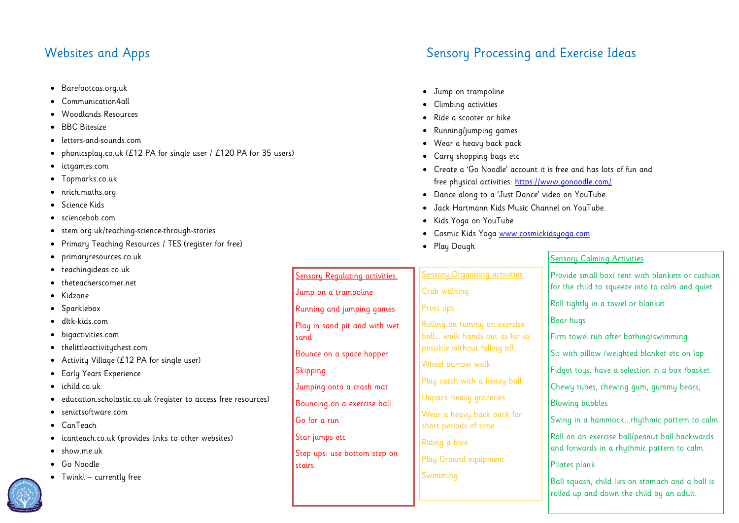## Websites and Apps

- Barefootcas.org.uk
- Communication4all
- Woodlands Resources
- BBC Bitesize
- letters-and-sounds.com
- phonicsplay.co.uk (£12 PA for single user / £120 PA for 35 users)
- ictgames.com
- Topmarks.co.uk
- nrich.maths.org
- Science Kids
- sciencebob.com
- stem.org.uk/teaching-science-through-stories
- Primary Teaching Resources / TES (register for free)
- primaryresources.co.uk
- teachingideas.co.uk
- theteacherscorner.net
- Kidzone
- Sparklebox
- dltk-kids.com
- bigactivities.com
- thelittleactivitychest.com
- Activity Village (£12 PA for single user)
- Early Years Experience
- ichild.co.uk
- education.scholastic.co.uk (register to access free resources)
- senictsoftware.com
- CanTeach
- icanteach.co.uk (provides links to other websites)
- show.me.uk
- Go Noodle
- Twinkl – currently free

## Sensory Processing and Exercise Ideas

- Jump on trampoline
- Climbing activities
- Ride a scooter or bike
- Running/jumping games
- Wear a heavy back pack
- Carry shopping bags etc
- Create a 'Go Noodle' account it is free and has lots of fun and free physical activities: https://www.gonoodle.com/
- Dance along to a 'Just Dance' video on YouTube.
- Jack Hartmann Kids Music Channel on YouTube.
- Kids Yoga on YouTube
- Cosmic Kids Yoga www.cosmickidsyoga.com
- Play Dough

### Sensory Regulating activities.

Jump on a trampoline

Running and jumping games

Play in sand pit and with wet sand

Bounce on a space hopper

Skipping

Jumping onto a crash mat

Bouncing on a exercise ball.

Go for a run

Star jumps etc

Step ups: use bottom step on stairs.

### Sensory Organising activities

Crab walking

Press ups

Rolling on tummy on exercise ball.... walk hands out as far as possible without falling off.

Wheel barrow walk

Play catch with a heavy ball

Unpack heavy groceries

Wear a heavy back pack for short periods of time

Riding a bike

Play Ground equipment

Swimming

### Sensory Calming Activities

Provide small box/ tent with blankets or cushion for the child to squeeze into to calm and quiet .

Roll tightly in a towel or blanket

Bear hugs

Firm towel rub after bathing/swimming

Sit with pillow /weighted blanket etc on lap

Fidget toys, have a selection in a box /basket

Chewy tubes, chewing gum, gummy bears,

Blowing bubbles

Swing in a hammock...rhythmic pattern to calm

Roll on an exercise ball/peanut ball backwards and forwards in a rhythmic pattern to calm.

Pilates plank

Ball squash, child lies on stomach and a ball is rolled up and down the child by an adult.